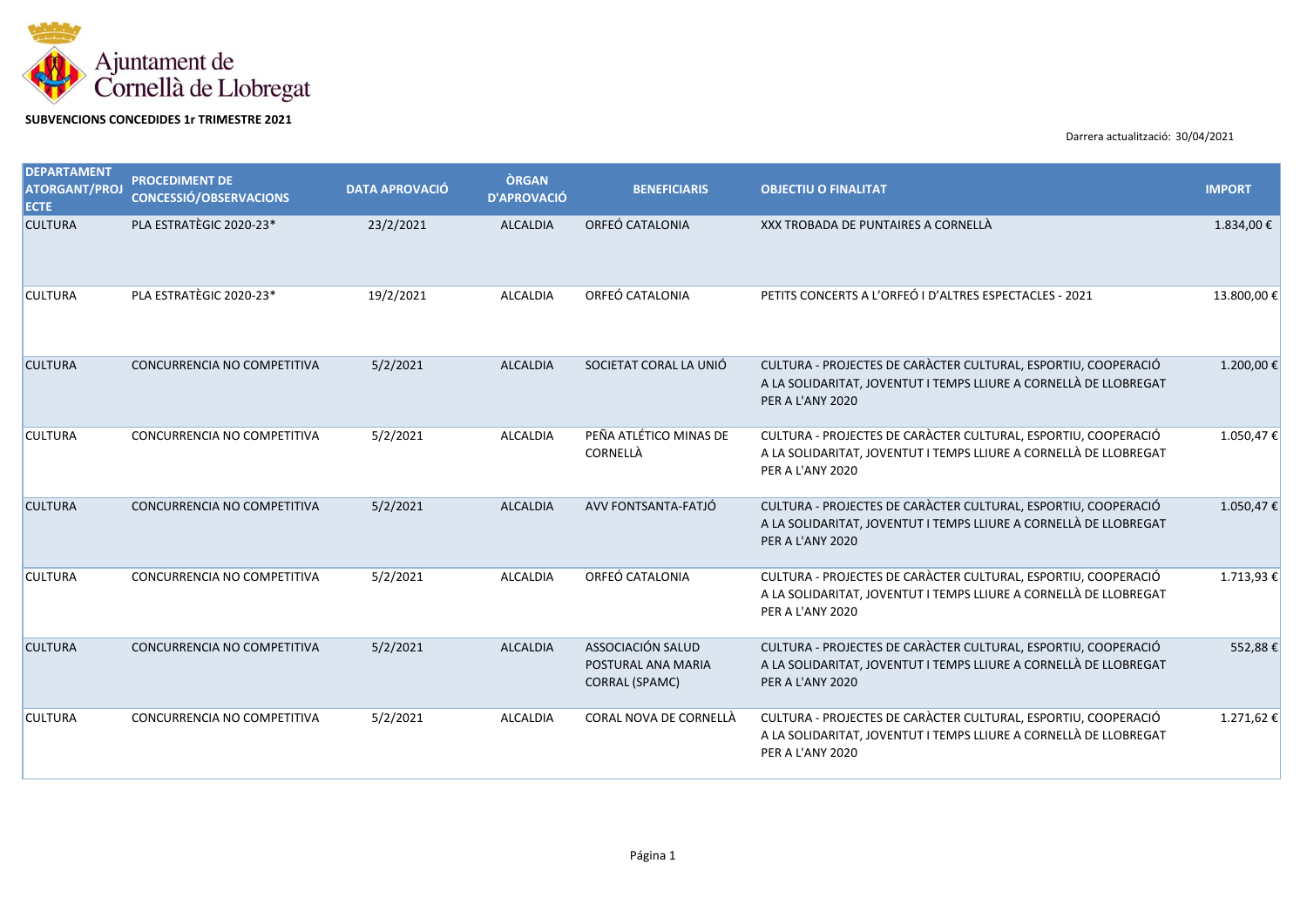Ajuntament de Cornellà de Llobregat

**SUBVENCIONS CONCEDIDES 1r TRIMESTRE 2021**

Darrera actualització: 30/04/2021

| DEPARTAMENT ATORGANT/PROJECTE | PROCEDIMENT DE CONCESSIÓ/OBSERVACIONS | DATA APROVACIÓ | ÒRGAN D'APROVACIÓ | BENEFICIARIS | OBJECTIU O FINALITAT | IMPORT |
|---|---|---|---|---|---|---|
| CULTURA | PLA ESTRATÈGIC 2020-23* | 23/2/2021 | ALCALDIA | ORFEÓ CATALONIA | XXX TROBADA DE PUNTAIRES A CORNELLÀ | 1.834,00 € |
| CULTURA | PLA ESTRATÈGIC 2020-23* | 19/2/2021 | ALCALDIA | ORFEÓ CATALONIA | PETITS CONCERTS A L'ORFEÓ I D'ALTRES ESPECTACLES - 2021 | 13.800,00 € |
| CULTURA | CONCURRENCIA NO COMPETITIVA | 5/2/2021 | ALCALDIA | SOCIETAT CORAL LA UNIÓ | CULTURA - PROJECTES DE CARÀCTER CULTURAL, ESPORTIU, COOPERACIÓ A LA SOLIDARITAT, JOVENTUT I TEMPS LLIURE A CORNELLÀ DE LLOBREGAT PER A L'ANY 2020 | 1.200,00 € |
| CULTURA | CONCURRENCIA NO COMPETITIVA | 5/2/2021 | ALCALDIA | PEÑA ATLÉTICO MINAS DE CORNELLÀ | CULTURA - PROJECTES DE CARÀCTER CULTURAL, ESPORTIU, COOPERACIÓ A LA SOLIDARITAT, JOVENTUT I TEMPS LLIURE A CORNELLÀ DE LLOBREGAT PER A L'ANY 2020 | 1.050,47 € |
| CULTURA | CONCURRENCIA NO COMPETITIVA | 5/2/2021 | ALCALDIA | AVV FONTSANTA-FATJÓ | CULTURA - PROJECTES DE CARÀCTER CULTURAL, ESPORTIU, COOPERACIÓ A LA SOLIDARITAT, JOVENTUT I TEMPS LLIURE A CORNELLÀ DE LLOBREGAT PER A L'ANY 2020 | 1.050,47 € |
| CULTURA | CONCURRENCIA NO COMPETITIVA | 5/2/2021 | ALCALDIA | ORFEÓ CATALONIA | CULTURA - PROJECTES DE CARÀCTER CULTURAL, ESPORTIU, COOPERACIÓ A LA SOLIDARITAT, JOVENTUT I TEMPS LLIURE A CORNELLÀ DE LLOBREGAT PER A L'ANY 2020 | 1.713,93 € |
| CULTURA | CONCURRENCIA NO COMPETITIVA | 5/2/2021 | ALCALDIA | ASSOCIACIÓN SALUD POSTURAL ANA MARIA CORRAL (SPAMC) | CULTURA - PROJECTES DE CARÀCTER CULTURAL, ESPORTIU, COOPERACIÓ A LA SOLIDARITAT, JOVENTUT I TEMPS LLIURE A CORNELLÀ DE LLOBREGAT PER A L'ANY 2020 | 552,88 € |
| CULTURA | CONCURRENCIA NO COMPETITIVA | 5/2/2021 | ALCALDIA | CORAL NOVA DE CORNELLÀ | CULTURA - PROJECTES DE CARÀCTER CULTURAL, ESPORTIU, COOPERACIÓ A LA SOLIDARITAT, JOVENTUT I TEMPS LLIURE A CORNELLÀ DE LLOBREGAT PER A L'ANY 2020 | 1.271,62 € |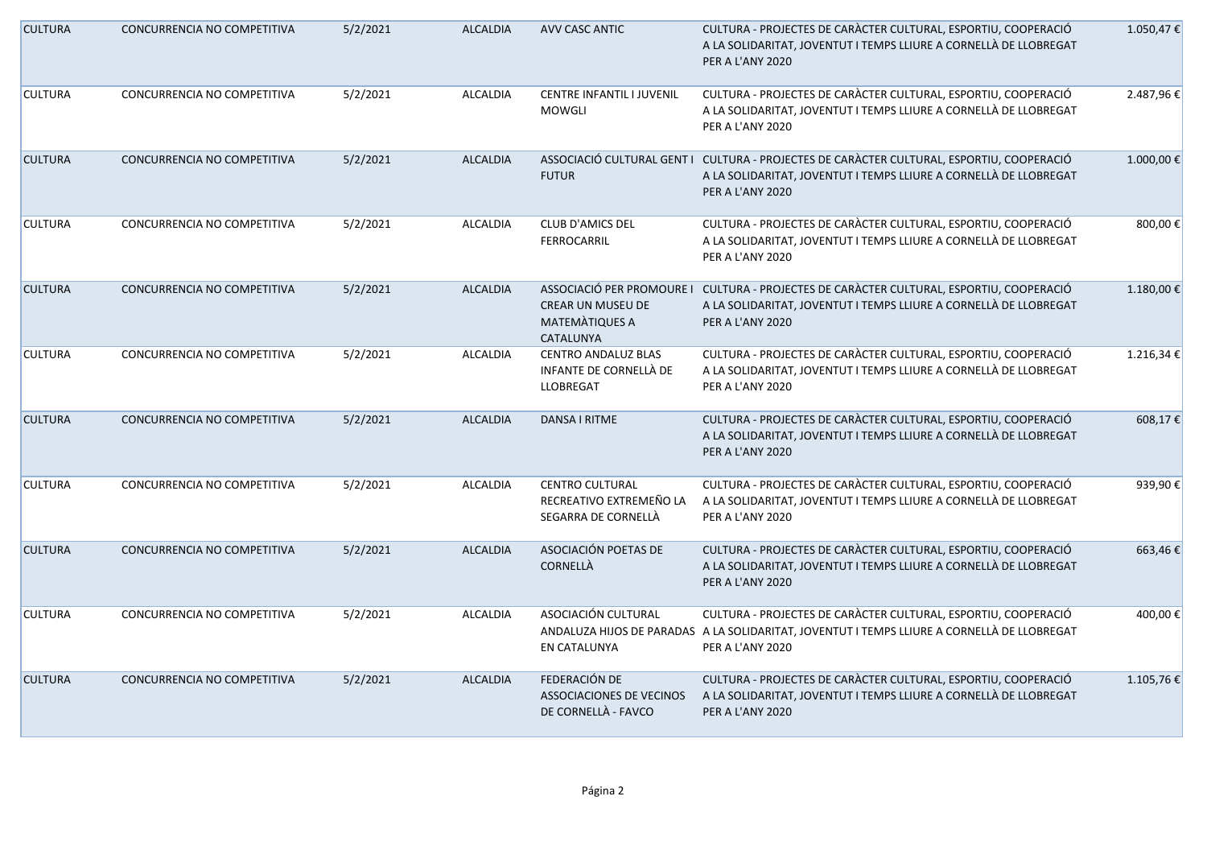| | | | | | | |
|---|---|---|---|---|---|---|
| CULTURA | CONCURRENCIA NO COMPETITIVA | 5/2/2021 | ALCALDIA | AVV CASC ANTIC | CULTURA - PROJECTES DE CARÀCTER CULTURAL, ESPORTIU, COOPERACIÓ A LA SOLIDARITAT, JOVENTUT I TEMPS LLIURE A CORNELLÀ DE LLOBREGAT PER A L'ANY 2020 | 1.050,47 € |
| CULTURA | CONCURRENCIA NO COMPETITIVA | 5/2/2021 | ALCALDIA | CENTRE INFANTIL I JUVENIL MOWGLI | CULTURA - PROJECTES DE CARÀCTER CULTURAL, ESPORTIU, COOPERACIÓ A LA SOLIDARITAT, JOVENTUT I TEMPS LLIURE A CORNELLÀ DE LLOBREGAT PER A L'ANY 2020 | 2.487,96 € |
| CULTURA | CONCURRENCIA NO COMPETITIVA | 5/2/2021 | ALCALDIA | ASSOCIACIÓ CULTURAL GENT I FUTUR | CULTURA - PROJECTES DE CARÀCTER CULTURAL, ESPORTIU, COOPERACIÓ A LA SOLIDARITAT, JOVENTUT I TEMPS LLIURE A CORNELLÀ DE LLOBREGAT PER A L'ANY 2020 | 1.000,00 € |
| CULTURA | CONCURRENCIA NO COMPETITIVA | 5/2/2021 | ALCALDIA | CLUB D'AMICS DEL FERROCARRIL | CULTURA - PROJECTES DE CARÀCTER CULTURAL, ESPORTIU, COOPERACIÓ A LA SOLIDARITAT, JOVENTUT I TEMPS LLIURE A CORNELLÀ DE LLOBREGAT PER A L'ANY 2020 | 800,00 € |
| CULTURA | CONCURRENCIA NO COMPETITIVA | 5/2/2021 | ALCALDIA | ASSOCIACIÓ PER PROMOURE I CREAR UN MUSEU DE MATEMÀTIQUES A CATALUNYA | CULTURA - PROJECTES DE CARÀCTER CULTURAL, ESPORTIU, COOPERACIÓ A LA SOLIDARITAT, JOVENTUT I TEMPS LLIURE A CORNELLÀ DE LLOBREGAT PER A L'ANY 2020 | 1.180,00 € |
| CULTURA | CONCURRENCIA NO COMPETITIVA | 5/2/2021 | ALCALDIA | CENTRO ANDALUZ BLAS INFANTE DE CORNELLÀ DE LLOBREGAT | CULTURA - PROJECTES DE CARÀCTER CULTURAL, ESPORTIU, COOPERACIÓ A LA SOLIDARITAT, JOVENTUT I TEMPS LLIURE A CORNELLÀ DE LLOBREGAT PER A L'ANY 2020 | 1.216,34 € |
| CULTURA | CONCURRENCIA NO COMPETITIVA | 5/2/2021 | ALCALDIA | DANSA I RITME | CULTURA - PROJECTES DE CARÀCTER CULTURAL, ESPORTIU, COOPERACIÓ A LA SOLIDARITAT, JOVENTUT I TEMPS LLIURE A CORNELLÀ DE LLOBREGAT PER A L'ANY 2020 | 608,17 € |
| CULTURA | CONCURRENCIA NO COMPETITIVA | 5/2/2021 | ALCALDIA | CENTRO CULTURAL RECREATIVO EXTREMEÑO LA SEGARRA DE CORNELLÀ | CULTURA - PROJECTES DE CARÀCTER CULTURAL, ESPORTIU, COOPERACIÓ A LA SOLIDARITAT, JOVENTUT I TEMPS LLIURE A CORNELLÀ DE LLOBREGAT PER A L'ANY 2020 | 939,90 € |
| CULTURA | CONCURRENCIA NO COMPETITIVA | 5/2/2021 | ALCALDIA | ASOCIACIÓN POETAS DE CORNELLÀ | CULTURA - PROJECTES DE CARÀCTER CULTURAL, ESPORTIU, COOPERACIÓ A LA SOLIDARITAT, JOVENTUT I TEMPS LLIURE A CORNELLÀ DE LLOBREGAT PER A L'ANY 2020 | 663,46 € |
| CULTURA | CONCURRENCIA NO COMPETITIVA | 5/2/2021 | ALCALDIA | ASOCIACIÓN CULTURAL ANDALUZA HIJOS DE PARADAS EN CATALUNYA | CULTURA - PROJECTES DE CARÀCTER CULTURAL, ESPORTIU, COOPERACIÓ A LA SOLIDARITAT, JOVENTUT I TEMPS LLIURE A CORNELLÀ DE LLOBREGAT PER A L'ANY 2020 | 400,00 € |
| CULTURA | CONCURRENCIA NO COMPETITIVA | 5/2/2021 | ALCALDIA | FEDERACIÓN DE ASSOCIACIONES DE VECINOS DE CORNELLÀ - FAVCO | CULTURA - PROJECTES DE CARÀCTER CULTURAL, ESPORTIU, COOPERACIÓ A LA SOLIDARITAT, JOVENTUT I TEMPS LLIURE A CORNELLÀ DE LLOBREGAT PER A L'ANY 2020 | 1.105,76 € |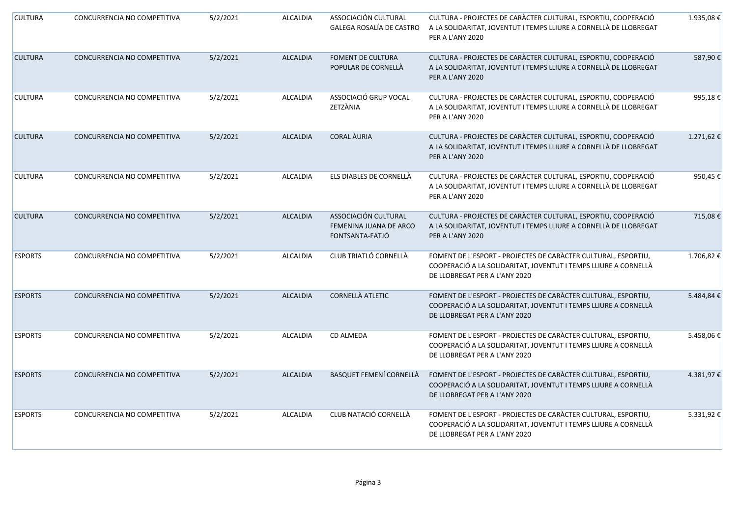| | | | | | | |
|---|---|---|---|---|---|---|
| CULTURA | CONCURRENCIA NO COMPETITIVA | 5/2/2021 | ALCALDIA | ASSOCIACIÓN CULTURAL GALEGA ROSALÍA DE CASTRO | CULTURA - PROJECTES DE CARÀCTER CULTURAL, ESPORTIU, COOPERACIÓ A LA SOLIDARITAT, JOVENTUT I TEMPS LLIURE A CORNELLÀ DE LLOBREGAT PER A L'ANY 2020 | 1.935,08 € |
| CULTURA | CONCURRENCIA NO COMPETITIVA | 5/2/2021 | ALCALDIA | FOMENT DE CULTURA POPULAR DE CORNELLÀ | CULTURA - PROJECTES DE CARÀCTER CULTURAL, ESPORTIU, COOPERACIÓ A LA SOLIDARITAT, JOVENTUT I TEMPS LLIURE A CORNELLÀ DE LLOBREGAT PER A L'ANY 2020 | 587,90 € |
| CULTURA | CONCURRENCIA NO COMPETITIVA | 5/2/2021 | ALCALDIA | ASSOCIACIÓ GRUP VOCAL ZETZÀNIA | CULTURA - PROJECTES DE CARÀCTER CULTURAL, ESPORTIU, COOPERACIÓ A LA SOLIDARITAT, JOVENTUT I TEMPS LLIURE A CORNELLÀ DE LLOBREGAT PER A L'ANY 2020 | 995,18 € |
| CULTURA | CONCURRENCIA NO COMPETITIVA | 5/2/2021 | ALCALDIA | CORAL ÀURIA | CULTURA - PROJECTES DE CARÀCTER CULTURAL, ESPORTIU, COOPERACIÓ A LA SOLIDARITAT, JOVENTUT I TEMPS LLIURE A CORNELLÀ DE LLOBREGAT PER A L'ANY 2020 | 1.271,62 € |
| CULTURA | CONCURRENCIA NO COMPETITIVA | 5/2/2021 | ALCALDIA | ELS DIABLES DE CORNELLÀ | CULTURA - PROJECTES DE CARÀCTER CULTURAL, ESPORTIU, COOPERACIÓ A LA SOLIDARITAT, JOVENTUT I TEMPS LLIURE A CORNELLÀ DE LLOBREGAT PER A L'ANY 2020 | 950,45 € |
| CULTURA | CONCURRENCIA NO COMPETITIVA | 5/2/2021 | ALCALDIA | ASSOCIACIÓN CULTURAL FEMENINA JUANA DE ARCO FONTSANTA-FATJÓ | CULTURA - PROJECTES DE CARÀCTER CULTURAL, ESPORTIU, COOPERACIÓ A LA SOLIDARITAT, JOVENTUT I TEMPS LLIURE A CORNELLÀ DE LLOBREGAT PER A L'ANY 2020 | 715,08 € |
| ESPORTS | CONCURRENCIA NO COMPETITIVA | 5/2/2021 | ALCALDIA | CLUB TRIATLÓ CORNELLÀ | FOMENT DE L'ESPORT - PROJECTES DE CARÀCTER CULTURAL, ESPORTIU, COOPERACIÓ A LA SOLIDARITAT, JOVENTUT I TEMPS LLIURE A CORNELLÀ DE LLOBREGAT PER A L'ANY 2020 | 1.706,82 € |
| ESPORTS | CONCURRENCIA NO COMPETITIVA | 5/2/2021 | ALCALDIA | CORNELLÀ ATLETIC | FOMENT DE L'ESPORT - PROJECTES DE CARÀCTER CULTURAL, ESPORTIU, COOPERACIÓ A LA SOLIDARITAT, JOVENTUT I TEMPS LLIURE A CORNELLÀ DE LLOBREGAT PER A L'ANY 2020 | 5.484,84 € |
| ESPORTS | CONCURRENCIA NO COMPETITIVA | 5/2/2021 | ALCALDIA | CD ALMEDA | FOMENT DE L'ESPORT - PROJECTES DE CARÀCTER CULTURAL, ESPORTIU, COOPERACIÓ A LA SOLIDARITAT, JOVENTUT I TEMPS LLIURE A CORNELLÀ DE LLOBREGAT PER A L'ANY 2020 | 5.458,06 € |
| ESPORTS | CONCURRENCIA NO COMPETITIVA | 5/2/2021 | ALCALDIA | BASQUET FEMENÍ CORNELLÀ | FOMENT DE L'ESPORT - PROJECTES DE CARÀCTER CULTURAL, ESPORTIU, COOPERACIÓ A LA SOLIDARITAT, JOVENTUT I TEMPS LLIURE A CORNELLÀ DE LLOBREGAT PER A L'ANY 2020 | 4.381,97 € |
| ESPORTS | CONCURRENCIA NO COMPETITIVA | 5/2/2021 | ALCALDIA | CLUB NATACIÓ CORNELLÀ | FOMENT DE L'ESPORT - PROJECTES DE CARÀCTER CULTURAL, ESPORTIU, COOPERACIÓ A LA SOLIDARITAT, JOVENTUT I TEMPS LLIURE A CORNELLÀ DE LLOBREGAT PER A L'ANY 2020 | 5.331,92 € |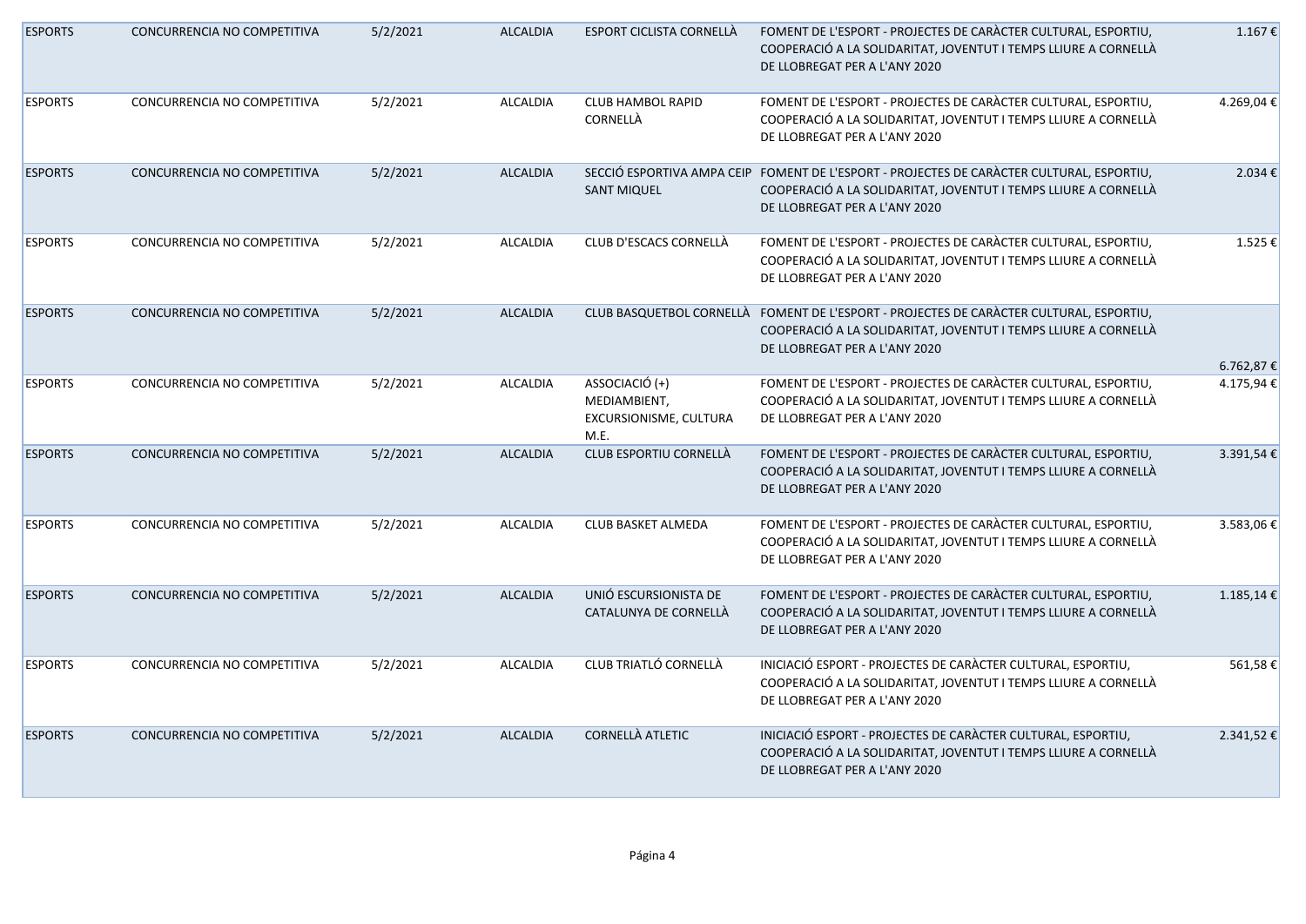| | | | | | | |
|---|---|---|---|---|---|---|
| ESPORTS | CONCURRENCIA NO COMPETITIVA | 5/2/2021 | ALCALDIA | ESPORT CICLISTA CORNELLÀ | FOMENT DE L'ESPORT - PROJECTES DE CARÀCTER CULTURAL, ESPORTIU, COOPERACIÓ A LA SOLIDARITAT, JOVENTUT I TEMPS LLIURE A CORNELLÀ DE LLOBREGAT PER A L'ANY 2020 | 1.167 € |
| ESPORTS | CONCURRENCIA NO COMPETITIVA | 5/2/2021 | ALCALDIA | CLUB HAMBOL RAPID CORNELLÀ | FOMENT DE L'ESPORT - PROJECTES DE CARÀCTER CULTURAL, ESPORTIU, COOPERACIÓ A LA SOLIDARITAT, JOVENTUT I TEMPS LLIURE A CORNELLÀ DE LLOBREGAT PER A L'ANY 2020 | 4.269,04 € |
| ESPORTS | CONCURRENCIA NO COMPETITIVA | 5/2/2021 | ALCALDIA | SECCIÓ ESPORTIVA AMPA CEIP SANT MIQUEL | FOMENT DE L'ESPORT - PROJECTES DE CARÀCTER CULTURAL, ESPORTIU, COOPERACIÓ A LA SOLIDARITAT, JOVENTUT I TEMPS LLIURE A CORNELLÀ DE LLOBREGAT PER A L'ANY 2020 | 2.034 € |
| ESPORTS | CONCURRENCIA NO COMPETITIVA | 5/2/2021 | ALCALDIA | CLUB D'ESCACS CORNELLÀ | FOMENT DE L'ESPORT - PROJECTES DE CARÀCTER CULTURAL, ESPORTIU, COOPERACIÓ A LA SOLIDARITAT, JOVENTUT I TEMPS LLIURE A CORNELLÀ DE LLOBREGAT PER A L'ANY 2020 | 1.525 € |
| ESPORTS | CONCURRENCIA NO COMPETITIVA | 5/2/2021 | ALCALDIA | CLUB BASQUETBOL CORNELLÀ | FOMENT DE L'ESPORT - PROJECTES DE CARÀCTER CULTURAL, ESPORTIU, COOPERACIÓ A LA SOLIDARITAT, JOVENTUT I TEMPS LLIURE A CORNELLÀ DE LLOBREGAT PER A L'ANY 2020 | 6.762,87 € |
| ESPORTS | CONCURRENCIA NO COMPETITIVA | 5/2/2021 | ALCALDIA | ASSOCIACIÓ (+) MEDIAMBIENT, EXCURSIONISME, CULTURA M.E. | FOMENT DE L'ESPORT - PROJECTES DE CARÀCTER CULTURAL, ESPORTIU, COOPERACIÓ A LA SOLIDARITAT, JOVENTUT I TEMPS LLIURE A CORNELLÀ DE LLOBREGAT PER A L'ANY 2020 | 4.175,94 € |
| ESPORTS | CONCURRENCIA NO COMPETITIVA | 5/2/2021 | ALCALDIA | CLUB ESPORTIU CORNELLÀ | FOMENT DE L'ESPORT - PROJECTES DE CARÀCTER CULTURAL, ESPORTIU, COOPERACIÓ A LA SOLIDARITAT, JOVENTUT I TEMPS LLIURE A CORNELLÀ DE LLOBREGAT PER A L'ANY 2020 | 3.391,54 € |
| ESPORTS | CONCURRENCIA NO COMPETITIVA | 5/2/2021 | ALCALDIA | CLUB BASKET ALMEDA | FOMENT DE L'ESPORT - PROJECTES DE CARÀCTER CULTURAL, ESPORTIU, COOPERACIÓ A LA SOLIDARITAT, JOVENTUT I TEMPS LLIURE A CORNELLÀ DE LLOBREGAT PER A L'ANY 2020 | 3.583,06 € |
| ESPORTS | CONCURRENCIA NO COMPETITIVA | 5/2/2021 | ALCALDIA | UNIÓ ESCURSIONISTA DE CATALUNYA DE CORNELLÀ | FOMENT DE L'ESPORT - PROJECTES DE CARÀCTER CULTURAL, ESPORTIU, COOPERACIÓ A LA SOLIDARITAT, JOVENTUT I TEMPS LLIURE A CORNELLÀ DE LLOBREGAT PER A L'ANY 2020 | 1.185,14 € |
| ESPORTS | CONCURRENCIA NO COMPETITIVA | 5/2/2021 | ALCALDIA | CLUB TRIATLÓ CORNELLÀ | INICIACIÓ ESPORT - PROJECTES DE CARÀCTER CULTURAL, ESPORTIU, COOPERACIÓ A LA SOLIDARITAT, JOVENTUT I TEMPS LLIURE A CORNELLÀ DE LLOBREGAT PER A L'ANY 2020 | 561,58 € |
| ESPORTS | CONCURRENCIA NO COMPETITIVA | 5/2/2021 | ALCALDIA | CORNELLÀ ATLETIC | INICIACIÓ ESPORT - PROJECTES DE CARÀCTER CULTURAL, ESPORTIU, COOPERACIÓ A LA SOLIDARITAT, JOVENTUT I TEMPS LLIURE A CORNELLÀ DE LLOBREGAT PER A L'ANY 2020 | 2.341,52 € |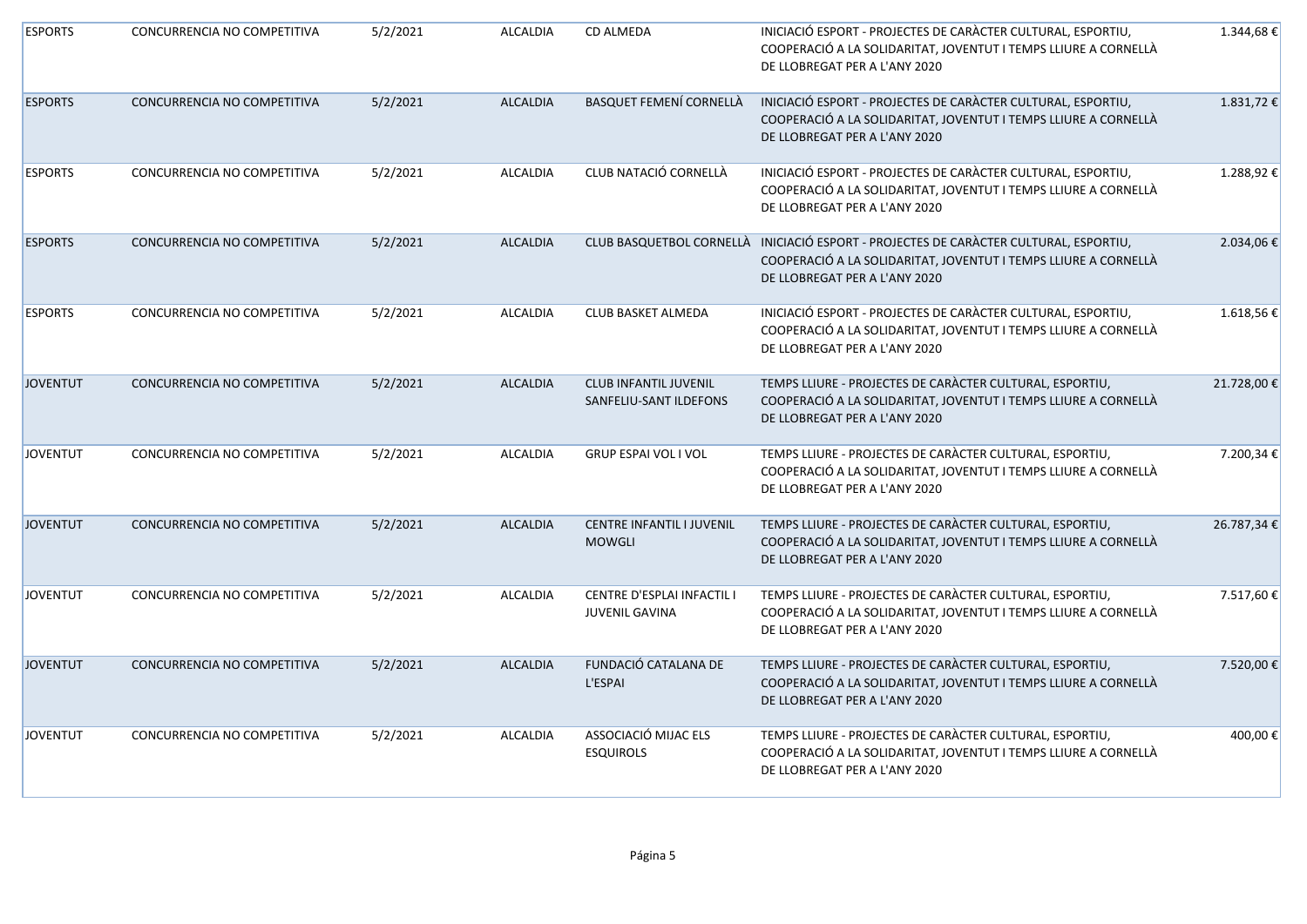| | | | | | | |
|---|---|---|---|---|---|---|
| ESPORTS | CONCURRENCIA NO COMPETITIVA | 5/2/2021 | ALCALDIA | CD ALMEDA | INICIACIÓ ESPORT - PROJECTES DE CARÀCTER CULTURAL, ESPORTIU, COOPERACIÓ A LA SOLIDARITAT, JOVENTUT I TEMPS LLIURE A CORNELLÀ DE LLOBREGAT PER A L'ANY 2020 | 1.344,68 € |
| ESPORTS | CONCURRENCIA NO COMPETITIVA | 5/2/2021 | ALCALDIA | BASQUET FEMENÍ CORNELLÀ | INICIACIÓ ESPORT - PROJECTES DE CARÀCTER CULTURAL, ESPORTIU, COOPERACIÓ A LA SOLIDARITAT, JOVENTUT I TEMPS LLIURE A CORNELLÀ DE LLOBREGAT PER A L'ANY 2020 | 1.831,72 € |
| ESPORTS | CONCURRENCIA NO COMPETITIVA | 5/2/2021 | ALCALDIA | CLUB NATACIÓ CORNELLÀ | INICIACIÓ ESPORT - PROJECTES DE CARÀCTER CULTURAL, ESPORTIU, COOPERACIÓ A LA SOLIDARITAT, JOVENTUT I TEMPS LLIURE A CORNELLÀ DE LLOBREGAT PER A L'ANY 2020 | 1.288,92 € |
| ESPORTS | CONCURRENCIA NO COMPETITIVA | 5/2/2021 | ALCALDIA | CLUB BASQUETBOL CORNELLÀ | INICIACIÓ ESPORT - PROJECTES DE CARÀCTER CULTURAL, ESPORTIU, COOPERACIÓ A LA SOLIDARITAT, JOVENTUT I TEMPS LLIURE A CORNELLÀ DE LLOBREGAT PER A L'ANY 2020 | 2.034,06 € |
| ESPORTS | CONCURRENCIA NO COMPETITIVA | 5/2/2021 | ALCALDIA | CLUB BASKET ALMEDA | INICIACIÓ ESPORT - PROJECTES DE CARÀCTER CULTURAL, ESPORTIU, COOPERACIÓ A LA SOLIDARITAT, JOVENTUT I TEMPS LLIURE A CORNELLÀ DE LLOBREGAT PER A L'ANY 2020 | 1.618,56 € |
| JOVENTUT | CONCURRENCIA NO COMPETITIVA | 5/2/2021 | ALCALDIA | CLUB INFANTIL JUVENIL SANFELIU-SANT ILDEFONS | TEMPS LLIURE - PROJECTES DE CARÀCTER CULTURAL, ESPORTIU, COOPERACIÓ A LA SOLIDARITAT, JOVENTUT I TEMPS LLIURE A CORNELLÀ DE LLOBREGAT PER A L'ANY 2020 | 21.728,00 € |
| JOVENTUT | CONCURRENCIA NO COMPETITIVA | 5/2/2021 | ALCALDIA | GRUP ESPAI VOL I VOL | TEMPS LLIURE - PROJECTES DE CARÀCTER CULTURAL, ESPORTIU, COOPERACIÓ A LA SOLIDARITAT, JOVENTUT I TEMPS LLIURE A CORNELLÀ DE LLOBREGAT PER A L'ANY 2020 | 7.200,34 € |
| JOVENTUT | CONCURRENCIA NO COMPETITIVA | 5/2/2021 | ALCALDIA | CENTRE INFANTIL I JUVENIL MOWGLI | TEMPS LLIURE - PROJECTES DE CARÀCTER CULTURAL, ESPORTIU, COOPERACIÓ A LA SOLIDARITAT, JOVENTUT I TEMPS LLIURE A CORNELLÀ DE LLOBREGAT PER A L'ANY 2020 | 26.787,34 € |
| JOVENTUT | CONCURRENCIA NO COMPETITIVA | 5/2/2021 | ALCALDIA | CENTRE D'ESPLAI INFACTIL I JUVENIL GAVINA | TEMPS LLIURE - PROJECTES DE CARÀCTER CULTURAL, ESPORTIU, COOPERACIÓ A LA SOLIDARITAT, JOVENTUT I TEMPS LLIURE A CORNELLÀ DE LLOBREGAT PER A L'ANY 2020 | 7.517,60 € |
| JOVENTUT | CONCURRENCIA NO COMPETITIVA | 5/2/2021 | ALCALDIA | FUNDACIÓ CATALANA DE L'ESPAI | TEMPS LLIURE - PROJECTES DE CARÀCTER CULTURAL, ESPORTIU, COOPERACIÓ A LA SOLIDARITAT, JOVENTUT I TEMPS LLIURE A CORNELLÀ DE LLOBREGAT PER A L'ANY 2020 | 7.520,00 € |
| JOVENTUT | CONCURRENCIA NO COMPETITIVA | 5/2/2021 | ALCALDIA | ASSOCIACIÓ MIJAC ELS ESQUIROLS | TEMPS LLIURE - PROJECTES DE CARÀCTER CULTURAL, ESPORTIU, COOPERACIÓ A LA SOLIDARITAT, JOVENTUT I TEMPS LLIURE A CORNELLÀ DE LLOBREGAT PER A L'ANY 2020 | 400,00 € |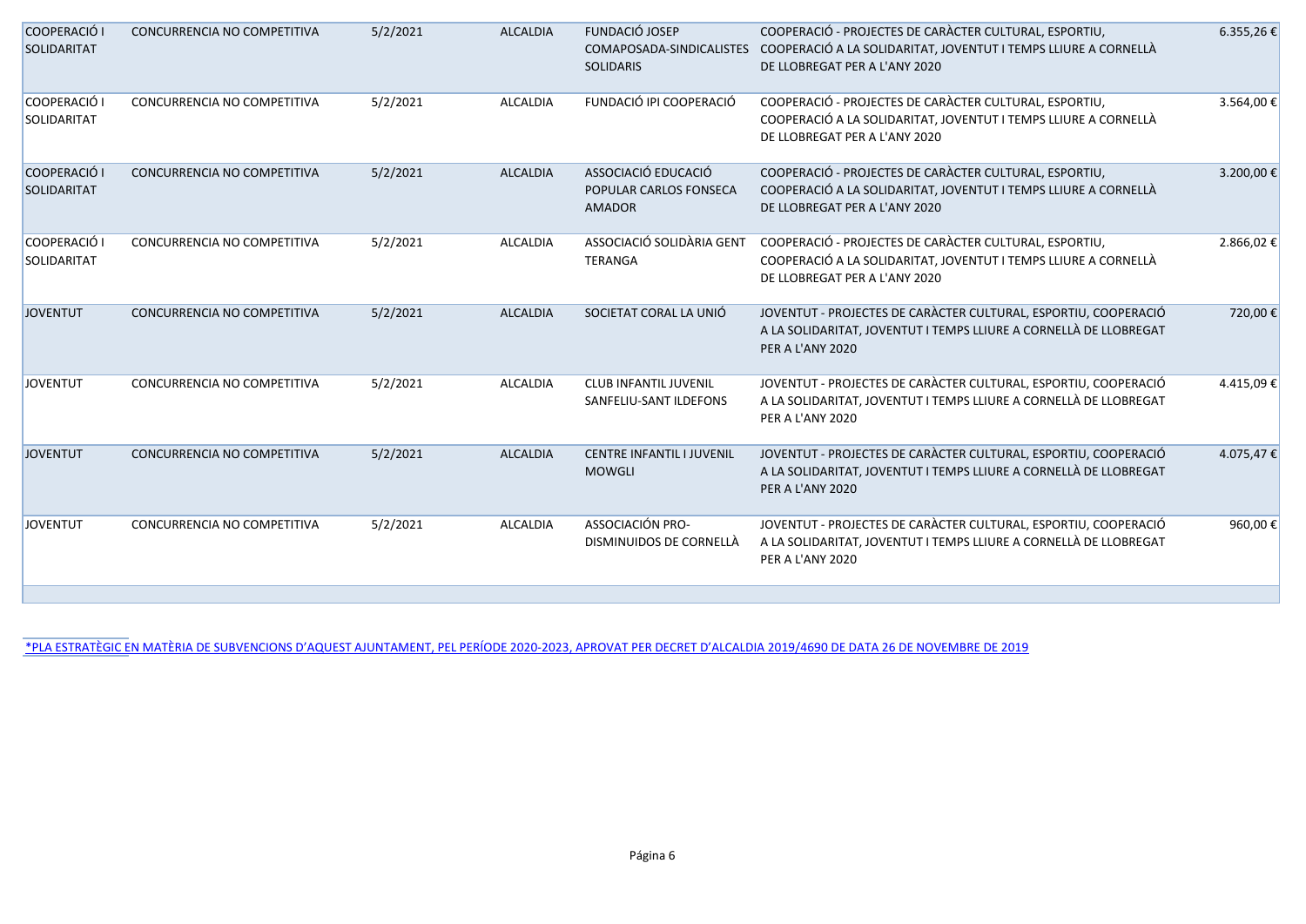| | | | | | | |
|---|---|---|---|---|---|---|
| COOPERACIÓ I SOLIDARITAT | CONCURRENCIA NO COMPETITIVA | 5/2/2021 | ALCALDIA | FUNDACIÓ JOSEP COMAPOSADA-SINDICALISTES SOLIDARIS | COOPERACIÓ - PROJECTES DE CARÀCTER CULTURAL, ESPORTIU, COOPERACIÓ A LA SOLIDARITAT, JOVENTUT I TEMPS LLIURE A CORNELLÀ DE LLOBREGAT PER A L'ANY 2020 | 6.355,26 € |
| COOPERACIÓ I SOLIDARITAT | CONCURRENCIA NO COMPETITIVA | 5/2/2021 | ALCALDIA | FUNDACIÓ IPI COOPERACIÓ | COOPERACIÓ - PROJECTES DE CARÀCTER CULTURAL, ESPORTIU, COOPERACIÓ A LA SOLIDARITAT, JOVENTUT I TEMPS LLIURE A CORNELLÀ DE LLOBREGAT PER A L'ANY 2020 | 3.564,00 € |
| COOPERACIÓ I SOLIDARITAT | CONCURRENCIA NO COMPETITIVA | 5/2/2021 | ALCALDIA | ASSOCIACIÓ EDUCATIÓ POPULAR CARLOS FONSECA AMADOR | COOPERACIÓ - PROJECTES DE CARÀCTER CULTURAL, ESPORTIU, COOPERACIÓ A LA SOLIDARITAT, JOVENTUT I TEMPS LLIURE A CORNELLÀ DE LLOBREGAT PER A L'ANY 2020 | 3.200,00 € |
| COOPERACIÓ I SOLIDARITAT | CONCURRENCIA NO COMPETITIVA | 5/2/2021 | ALCALDIA | ASSOCIACIÓ SOLIDÀRIA GENT TERANGA | COOPERACIÓ - PROJECTES DE CARÀCTER CULTURAL, ESPORTIU, COOPERACIÓ A LA SOLIDARITAT, JOVENTUT I TEMPS LLIURE A CORNELLÀ DE LLOBREGAT PER A L'ANY 2020 | 2.866,02 € |
| JOVENTUT | CONCURRENCIA NO COMPETITIVA | 5/2/2021 | ALCALDIA | SOCIETAT CORAL LA UNIÓ | JOVENTUT - PROJECTES DE CARÀCTER CULTURAL, ESPORTIU, COOPERACIÓ A LA SOLIDARITAT, JOVENTUT I TEMPS LLIURE A CORNELLÀ DE LLOBREGAT PER A L'ANY 2020 | 720,00 € |
| JOVENTUT | CONCURRENCIA NO COMPETITIVA | 5/2/2021 | ALCALDIA | CLUB INFANTIL JUVENIL SANFELIU-SANT ILDEFONS | JOVENTUT - PROJECTES DE CARÀCTER CULTURAL, ESPORTIU, COOPERACIÓ A LA SOLIDARITAT, JOVENTUT I TEMPS LLIURE A CORNELLÀ DE LLOBREGAT PER A L'ANY 2020 | 4.415,09 € |
| JOVENTUT | CONCURRENCIA NO COMPETITIVA | 5/2/2021 | ALCALDIA | CENTRE INFANTIL I JUVENIL MOWGLI | JOVENTUT - PROJECTES DE CARÀCTER CULTURAL, ESPORTIU, COOPERACIÓ A LA SOLIDARITAT, JOVENTUT I TEMPS LLIURE A CORNELLÀ DE LLOBREGAT PER A L'ANY 2020 | 4.075,47 € |
| JOVENTUT | CONCURRENCIA NO COMPETITIVA | 5/2/2021 | ALCALDIA | ASSOCIACIÓN PRO-DISMINUIDOS DE CORNELLÀ | JOVENTUT - PROJECTES DE CARÀCTER CULTURAL, ESPORTIU, COOPERACIÓ A LA SOLIDARITAT, JOVENTUT I TEMPS LLIURE A CORNELLÀ DE LLOBREGAT PER A L'ANY 2020 | 960,00 € |

*PLA ESTRATÈGIC EN MATÈRIA DE SUBVENCIONS D'AQUEST AJUNTAMENT, PEL PERÍODE 2020-2023, APROVAT PER DECRET D'ALCALDIA 2019/4690 DE DATA 26 DE NOVEMBRE DE 2019